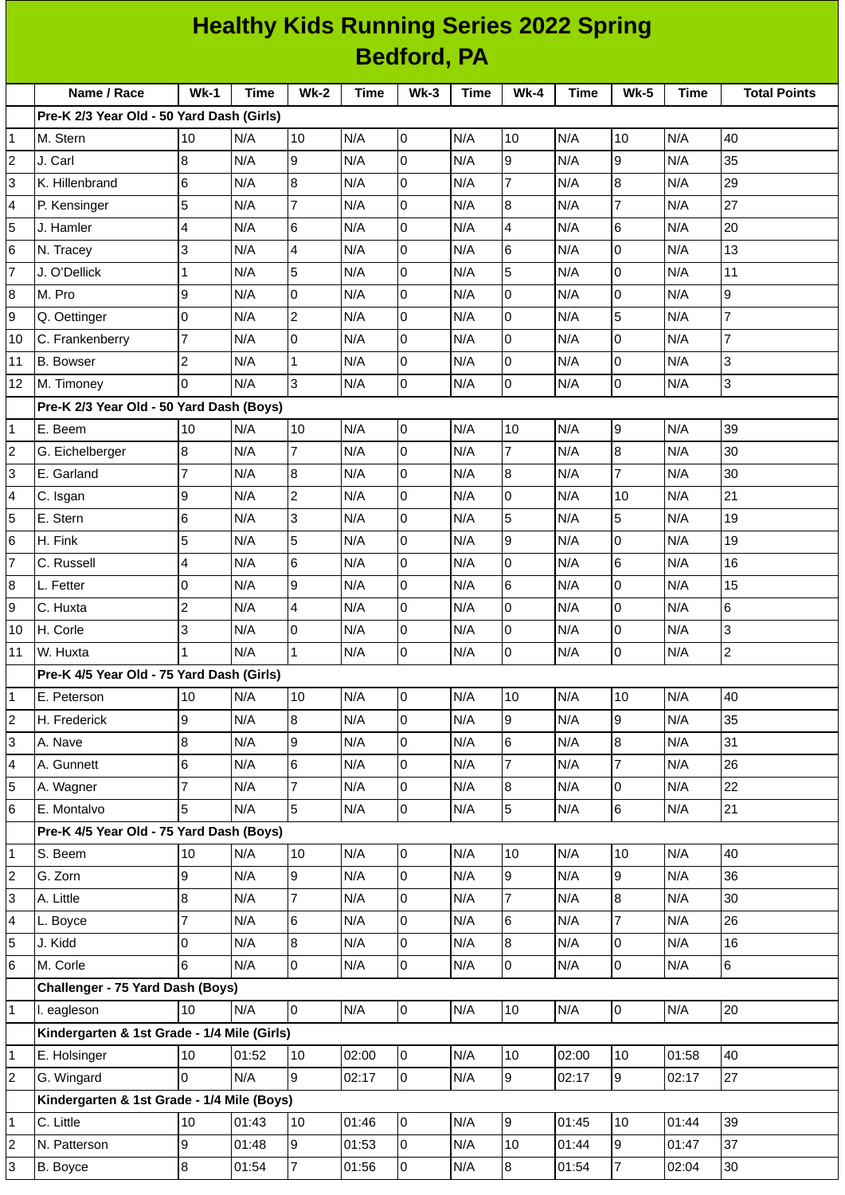# Healthy Kids Running Series 2022 Spring
## Bedford, PA

| | Name / Race | Wk-1 | Time | Wk-2 | Time | Wk-3 | Time | Wk-4 | Time | Wk-5 | Time | Total Points |
|---|---|---|---|---|---|---|---|---|---|---|---|---|
| | **Pre-K 2/3 Year Old - 50 Yard Dash (Girls)** | | | | | | | | | | | |
| 1 | M. Stern | 10 | N/A | 10 | N/A | 0 | N/A | 10 | N/A | 10 | N/A | 40 |
| 2 | J. Carl | 8 | N/A | 9 | N/A | 0 | N/A | 9 | N/A | 9 | N/A | 35 |
| 3 | K. Hillenbrand | 6 | N/A | 8 | N/A | 0 | N/A | 7 | N/A | 8 | N/A | 29 |
| 4 | P. Kensinger | 5 | N/A | 7 | N/A | 0 | N/A | 8 | N/A | 7 | N/A | 27 |
| 5 | J. Hamler | 4 | N/A | 6 | N/A | 0 | N/A | 4 | N/A | 6 | N/A | 20 |
| 6 | N. Tracey | 3 | N/A | 4 | N/A | 0 | N/A | 6 | N/A | 0 | N/A | 13 |
| 7 | J. O'Dellick | 1 | N/A | 5 | N/A | 0 | N/A | 5 | N/A | 0 | N/A | 11 |
| 8 | M. Pro | 9 | N/A | 0 | N/A | 0 | N/A | 0 | N/A | 0 | N/A | 9 |
| 9 | Q. Oettinger | 0 | N/A | 2 | N/A | 0 | N/A | 0 | N/A | 5 | N/A | 7 |
| 10 | C. Frankenberry | 7 | N/A | 0 | N/A | 0 | N/A | 0 | N/A | 0 | N/A | 7 |
| 11 | B. Bowser | 2 | N/A | 1 | N/A | 0 | N/A | 0 | N/A | 0 | N/A | 3 |
| 12 | M. Timoney | 0 | N/A | 3 | N/A | 0 | N/A | 0 | N/A | 0 | N/A | 3 |
| | **Pre-K 2/3 Year Old - 50 Yard Dash (Boys)** | | | | | | | | | | | |
| 1 | E. Beem | 10 | N/A | 10 | N/A | 0 | N/A | 10 | N/A | 9 | N/A | 39 |
| 2 | G. Eichelberger | 8 | N/A | 7 | N/A | 0 | N/A | 7 | N/A | 8 | N/A | 30 |
| 3 | E. Garland | 7 | N/A | 8 | N/A | 0 | N/A | 8 | N/A | 7 | N/A | 30 |
| 4 | C. Isgan | 9 | N/A | 2 | N/A | 0 | N/A | 0 | N/A | 10 | N/A | 21 |
| 5 | E. Stern | 6 | N/A | 3 | N/A | 0 | N/A | 5 | N/A | 5 | N/A | 19 |
| 6 | H. Fink | 5 | N/A | 5 | N/A | 0 | N/A | 9 | N/A | 0 | N/A | 19 |
| 7 | C. Russell | 4 | N/A | 6 | N/A | 0 | N/A | 0 | N/A | 6 | N/A | 16 |
| 8 | L. Fetter | 0 | N/A | 9 | N/A | 0 | N/A | 6 | N/A | 0 | N/A | 15 |
| 9 | C. Huxta | 2 | N/A | 4 | N/A | 0 | N/A | 0 | N/A | 0 | N/A | 6 |
| 10 | H. Corle | 3 | N/A | 0 | N/A | 0 | N/A | 0 | N/A | 0 | N/A | 3 |
| 11 | W. Huxta | 1 | N/A | 1 | N/A | 0 | N/A | 0 | N/A | 0 | N/A | 2 |
| | **Pre-K 4/5 Year Old - 75 Yard Dash (Girls)** | | | | | | | | | | | |
| 1 | E. Peterson | 10 | N/A | 10 | N/A | 0 | N/A | 10 | N/A | 10 | N/A | 40 |
| 2 | H. Frederick | 9 | N/A | 8 | N/A | 0 | N/A | 9 | N/A | 9 | N/A | 35 |
| 3 | A. Nave | 8 | N/A | 9 | N/A | 0 | N/A | 6 | N/A | 8 | N/A | 31 |
| 4 | A. Gunnett | 6 | N/A | 6 | N/A | 0 | N/A | 7 | N/A | 7 | N/A | 26 |
| 5 | A. Wagner | 7 | N/A | 7 | N/A | 0 | N/A | 8 | N/A | 0 | N/A | 22 |
| 6 | E. Montalvo | 5 | N/A | 5 | N/A | 0 | N/A | 5 | N/A | 6 | N/A | 21 |
| | **Pre-K 4/5 Year Old - 75 Yard Dash (Boys)** | | | | | | | | | | | |
| 1 | S. Beem | 10 | N/A | 10 | N/A | 0 | N/A | 10 | N/A | 10 | N/A | 40 |
| 2 | G. Zorn | 9 | N/A | 9 | N/A | 0 | N/A | 9 | N/A | 9 | N/A | 36 |
| 3 | A. Little | 8 | N/A | 7 | N/A | 0 | N/A | 7 | N/A | 8 | N/A | 30 |
| 4 | L. Boyce | 7 | N/A | 6 | N/A | 0 | N/A | 6 | N/A | 7 | N/A | 26 |
| 5 | J. Kidd | 0 | N/A | 8 | N/A | 0 | N/A | 8 | N/A | 0 | N/A | 16 |
| 6 | M. Corle | 6 | N/A | 0 | N/A | 0 | N/A | 0 | N/A | 0 | N/A | 6 |
| | **Challenger - 75 Yard Dash (Boys)** | | | | | | | | | | | |
| 1 | l. eagleson | 10 | N/A | 0 | N/A | 0 | N/A | 10 | N/A | 0 | N/A | 20 |
| | **Kindergarten & 1st Grade - 1/4 Mile (Girls)** | | | | | | | | | | | |
| 1 | E. Holsinger | 10 | 01:52 | 10 | 02:00 | 0 | N/A | 10 | 02:00 | 10 | 01:58 | 40 |
| 2 | G. Wingard | 0 | N/A | 9 | 02:17 | 0 | N/A | 9 | 02:17 | 9 | 02:17 | 27 |
| | **Kindergarten & 1st Grade - 1/4 Mile (Boys)** | | | | | | | | | | | |
| 1 | C. Little | 10 | 01:43 | 10 | 01:46 | 0 | N/A | 9 | 01:45 | 10 | 01:44 | 39 |
| 2 | N. Patterson | 9 | 01:48 | 9 | 01:53 | 0 | N/A | 10 | 01:44 | 9 | 01:47 | 37 |
| 3 | B. Boyce | 8 | 01:54 | 7 | 01:56 | 0 | N/A | 8 | 01:54 | 7 | 02:04 | 30 |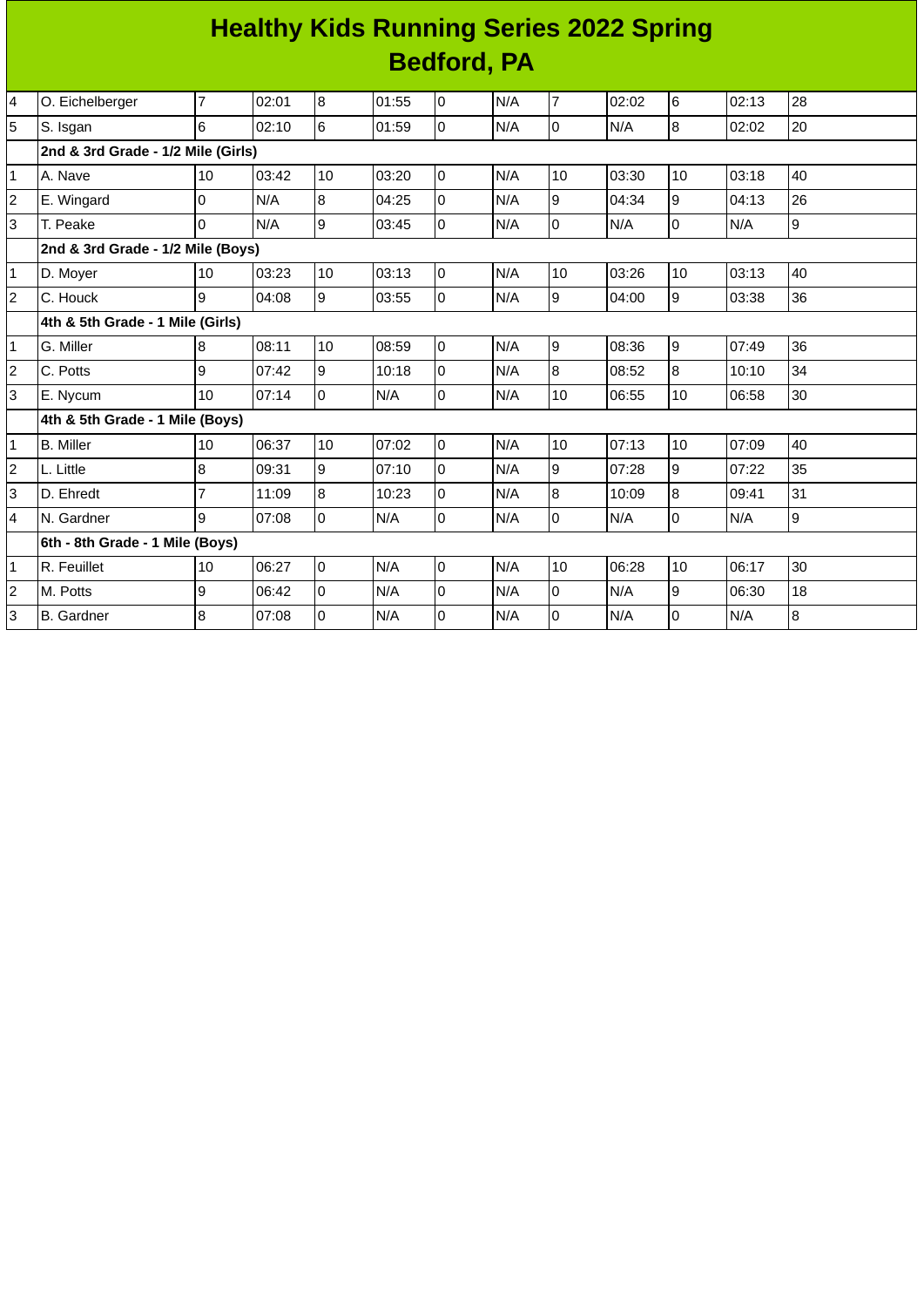# Healthy Kids Running Series 2022 Spring
## Bedford, PA

| | | | | | | | | | | | | |
|---|---|---|---|---|---|---|---|---|---|---|---|---|
| 4 | O. Eichelberger | 7 | 02:01 | 8 | 01:55 | 0 | N/A | 7 | 02:02 | 6 | 02:13 | 28 |
| 5 | S. Isgan | 6 | 02:10 | 6 | 01:59 | 0 | N/A | 0 | N/A | 8 | 02:02 | 20 |
| | **2nd & 3rd Grade - 1/2 Mile (Girls)** | | | | | | | | | | | |
| 1 | A. Nave | 10 | 03:42 | 10 | 03:20 | 0 | N/A | 10 | 03:30 | 10 | 03:18 | 40 |
| 2 | E. Wingard | 0 | N/A | 8 | 04:25 | 0 | N/A | 9 | 04:34 | 9 | 04:13 | 26 |
| 3 | T. Peake | 0 | N/A | 9 | 03:45 | 0 | N/A | 0 | N/A | 0 | N/A | 9 |
| | **2nd & 3rd Grade - 1/2 Mile (Boys)** | | | | | | | | | | | |
| 1 | D. Moyer | 10 | 03:23 | 10 | 03:13 | 0 | N/A | 10 | 03:26 | 10 | 03:13 | 40 |
| 2 | C. Houck | 9 | 04:08 | 9 | 03:55 | 0 | N/A | 9 | 04:00 | 9 | 03:38 | 36 |
| | **4th & 5th Grade - 1 Mile (Girls)** | | | | | | | | | | | |
| 1 | G. Miller | 8 | 08:11 | 10 | 08:59 | 0 | N/A | 9 | 08:36 | 9 | 07:49 | 36 |
| 2 | C. Potts | 9 | 07:42 | 9 | 10:18 | 0 | N/A | 8 | 08:52 | 8 | 10:10 | 34 |
| 3 | E. Nycum | 10 | 07:14 | 0 | N/A | 0 | N/A | 10 | 06:55 | 10 | 06:58 | 30 |
| | **4th & 5th Grade - 1 Mile (Boys)** | | | | | | | | | | | |
| 1 | B. Miller | 10 | 06:37 | 10 | 07:02 | 0 | N/A | 10 | 07:13 | 10 | 07:09 | 40 |
| 2 | L. Little | 8 | 09:31 | 9 | 07:10 | 0 | N/A | 9 | 07:28 | 9 | 07:22 | 35 |
| 3 | D. Ehredt | 7 | 11:09 | 8 | 10:23 | 0 | N/A | 8 | 10:09 | 8 | 09:41 | 31 |
| 4 | N. Gardner | 9 | 07:08 | 0 | N/A | 0 | N/A | 0 | N/A | 0 | N/A | 9 |
| | **6th - 8th Grade - 1 Mile (Boys)** | | | | | | | | | | | |
| 1 | R. Feuillet | 10 | 06:27 | 0 | N/A | 0 | N/A | 10 | 06:28 | 10 | 06:17 | 30 |
| 2 | M. Potts | 9 | 06:42 | 0 | N/A | 0 | N/A | 0 | N/A | 9 | 06:30 | 18 |
| 3 | B. Gardner | 8 | 07:08 | 0 | N/A | 0 | N/A | 0 | N/A | 0 | N/A | 8 |